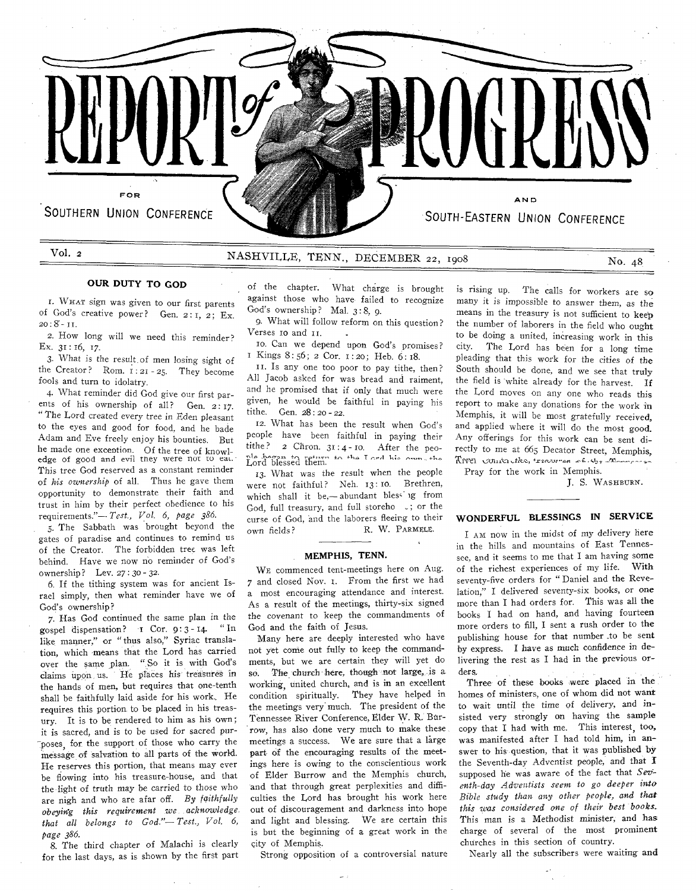# REPORT of PROGRESS

FOR SOUTHERN UNION CONFERENCE AND SOUTH-EASTERN UNION CONFERENCE

Vol. 2 NASHVILLE, TENN., DECEMBER 22, 1908 No. 48

## OUR DUTY TO GOD

1. What sign was given to our first parents of God's creative power? Gen. 2:1, 2; Ex. 20:8-11.

2. How long will we need this reminder? Ex. 31:16, 17.

3. What is the result of men losing sight of the Creator? Rom. 1:21-25. They become fools and turn to idolatry.

4. What reminder did God give our first parents of his ownership of all? Gen. 2:17. "The Lord created every tree in Eden pleasant to the eyes and good for food, and he bade Adam and Eve freely enjoy his bounties. But he made one exception. Of the tree of knowledge of good and evil they were not to eat. This tree God reserved as a constant reminder of *his ownership* of all. Thus he gave them opportunity to demonstrate their faith and trust in him by their perfect obedience to his requirements."—*Test., Vol. 6, page 386.*

5. The Sabbath was brought beyond the gates of paradise and continues to remind us of the Creator. The forbidden tree was left behind. Have we now no reminder of God's ownership? Lev. 27:30-32.

6. If the tithing system was for ancient Israel simply, then what reminder have we of God's ownership?

7. Has God continued the same plan in the gospel dispensation? 1 Cor. 9:3-14. "In like manner," or "thus also," Syriac translation, which means that the Lord has carried over the same plan. "So it is with God's claims upon us. He places his treasures in the hands of men, but requires that one-tenth shall be faithfully laid aside for his work. He requires this portion to be placed in his treasury. It is to be rendered to him as his own; it is sacred, and is to be used for sacred purposes, for the support of those who carry the message of salvation to all parts of the world. He reserves this portion, that means may ever be flowing into his treasure-house, and that the light of truth may be carried to those who are nigh and who are afar off. *By faithfully obeying this requirement we acknowledge that all belongs to God.*"—*Test., Vol. 6, page 386.*

8. The third chapter of Malachi is clearly for the last days, as is shown by the first part of the chapter. What charge is brought against those who have failed to recognize God's ownership? Mal. 3:8, 9.

9. What will follow reform on this question? Verses 10 and 11.

10. Can we depend upon God's promises? 1 Kings 8:56; 2 Cor. 1:20; Heb. 6:18.

11. Is any one too poor to pay tithe, then? All Jacob asked for was bread and raiment, and he promised that if only that much were given, he would be faithful in paying his tithe. Gen. 28:20-22.

12. What has been the result when God's people have been faithful in paying their tithe? 2 Chron. 31:4-10. After the people began to return to the Lord his own, the Lord blessed them.

13. What was the result when the people were not faithful? Neh. 13:10. Brethren, which shall it be,—abundant blessing from God, full treasury, and full storehouse; or the curse of God, and the laborers fleeing to their own fields?

R. W. PARMELE.

## MEMPHIS, TENN.

We commenced tent-meetings here on Aug. 7 and closed Nov. 1. From the first we had a most encouraging attendance and interest. As a result of the meetings, thirty-six signed the covenant to keep the commandments of God and the faith of Jesus.

Many here are deeply interested who have not yet come out fully to keep the commandments, but we are certain they will yet do so. The church here, though not large, is a working, united church, and is in an excellent condition spiritually. They have helped in the meetings very much. The president of the Tennessee River Conference, Elder W. R. Burrow, has also done very much to make these meetings a success. We are sure that a large part of the encouraging results of the meetings here is owing to the conscientious work of Elder Burrow and the Memphis church, and that through great perplexities and difficulties the Lord has brought his work here out of discouragement and darkness into hope and light and blessing. We are certain this is but the beginning of a great work in the city of Memphis.

Strong opposition of a controversial nature is rising up. The calls for workers are so many it is impossible to answer them, as the means in the treasury is not sufficient to keep the number of laborers in the field who ought to be doing a united, increasing work in this city. The Lord has been for a long time pleading that this work for the cities of the South should be done, and we see that truly the field is white already for the harvest. If the Lord moves on any one who reads this report to make any donations for the work in Memphis, it will be most gratefully received, and applied where it will do the most good. Any offerings for this work can be sent directly to me at 665 Decator Street, Memphis, Tenn., ...

Pray for the work in Memphis.

J. S. WASHBURN.

## WONDERFUL BLESSINGS IN SERVICE

I am now in the midst of my delivery here in the hills and mountains of East Tennessee, and it seems to me that I am having some of the richest experiences of my life. With seventy-five orders for "Daniel and the Revelation," I delivered seventy-six books, or one more than I had orders for. This was all the books I had on hand, and having fourteen more orders to fill, I sent a rush order to the publishing house for that number to be sent by express. I have as much confidence in delivering the rest as I had in the previous orders.

Three of these books were placed in the homes of ministers, one of whom did not want to wait until the time of delivery, and insisted very strongly on having the sample copy that I had with me. This interest, too, was manifested after I had told him, in answer to his question, that it was published by the Seventh-day Adventist people, and that I supposed he was aware of the fact that *Seventh-day Adventists seem to go deeper into Bible study than any other people, and that this was considered one of their best books.* This man is a Methodist minister, and has charge of several of the most prominent churches in this section of country.

Nearly all the subscribers were waiting and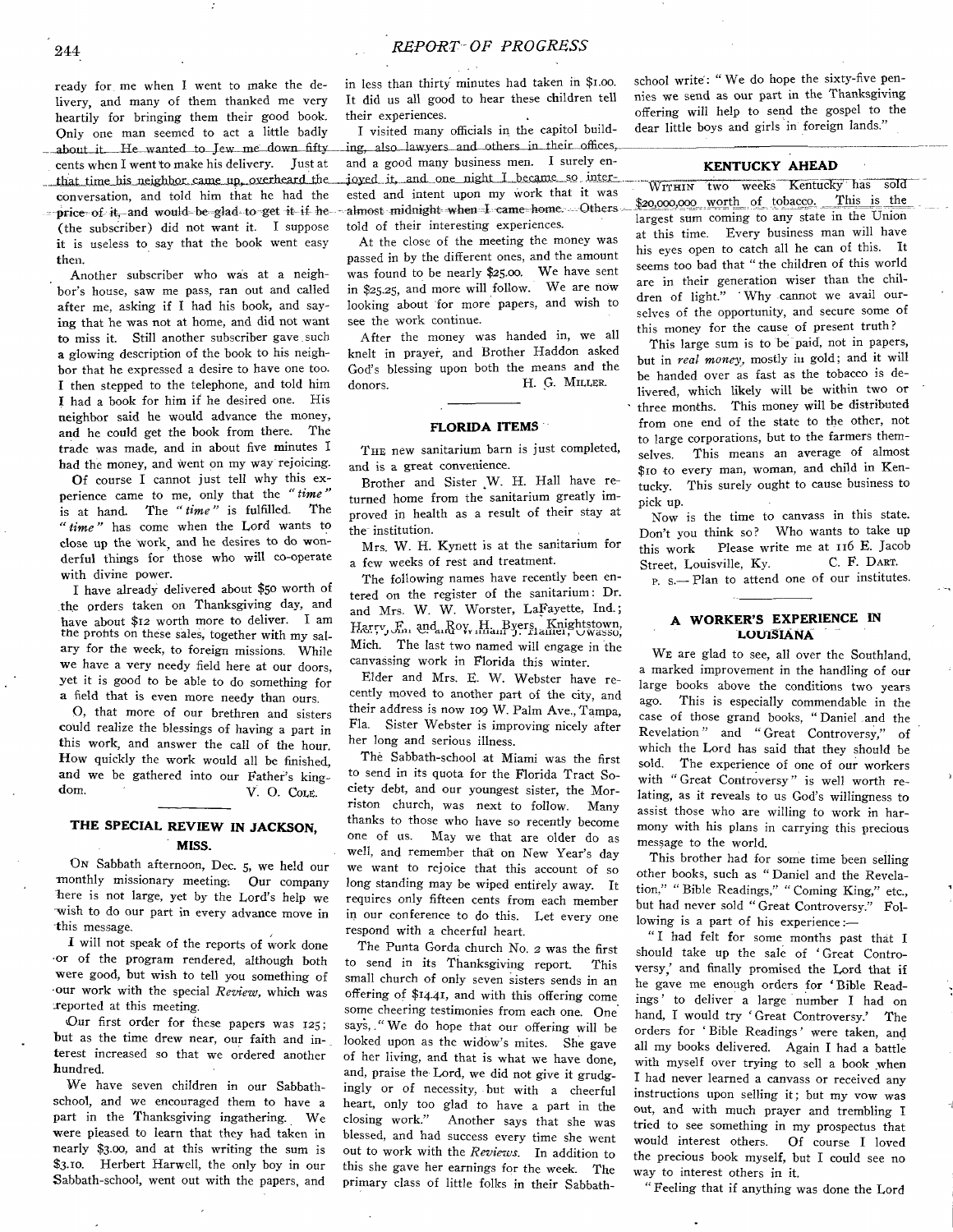ready for me when I went to make the delivery, and many of them thanked me very heartily for bringing them their good book. Only one man seemed to act a little badly about it. He wanted to Jew me down fifty cents when I went to make his delivery. Just at that time his neighbor came up, overheard the conversation, and told him that he had the price of it, and would be glad to get it if he (the subscriber) did not want it. I suppose it is useless to say that the book went easy then.

Another subscriber who was at a neighbor's house, saw me pass, ran out and called after me, asking if I had his book, and saying that he was not at home, and did not want to miss it. Still another subscriber gave such a glowing description of the book to his neighbor that he expressed a desire to have one too. I then stepped to the telephone, and told him I had a book for him if he desired one. His neighbor said he would advance the money, and he could get the book from there. The trade was made, and in about five minutes I had the money, and went on my way rejoicing.

Of course I cannot just tell why this experience came to me, only that the *"time"* is at hand. The *"time"* is fulfilled. The *"time"* has come when the Lord wants to close up the work, and he desires to do wonderful things for those who will co-operate with divine power.

I have already delivered about $50 worth of the orders taken on Thanksgiving day, and have about $12 worth more to deliver. I am the profits on these sales, together with my salary for the week, to foreign missions. While we have a very needy field here at our doors, yet it is good to be able to do something for a field that is even more needy than ours.

O, that more of our brethren and sisters could realize the blessings of having a part in this work, and answer the call of the hour. How quickly the work would all be finished, and we be gathered into our Father's kingdom.

V. O. Cole.

## THE SPECIAL REVIEW IN JACKSON, MISS.

On Sabbath afternoon, Dec. 5, we held our monthly missionary meeting. Our company here is not large, yet by the Lord's help we wish to do our part in every advance move in this message.

I will not speak of the reports of work done or of the program rendered, although both were good, but wish to tell you something of our work with the special *Review*, which was reported at this meeting.

Our first order for these papers was 125; but as the time drew near, our faith and interest increased so that we ordered another hundred.

We have seven children in our Sabbath-school, and we encouraged them to have a part in the Thanksgiving ingathering. We were pleased to learn that they had taken in nearly $3.00, and at this writing the sum is $3.10. Herbert Harwell, the only boy in our Sabbath-school, went out with the papers, and in less than thirty minutes had taken in $1.00. It did us all good to hear these children tell their experiences.

I visited many officials in the capitol building, also lawyers and others in their offices, and a good many business men. I surely enjoyed it, and one night I became so interested and intent upon my work that it was almost midnight when I came home. Others told of their interesting experiences.

At the close of the meeting the money was passed in by the different ones, and the amount was found to be nearly $25.00. We have sent in $25.25, and more will follow. We are now looking about for more papers, and wish to see the work continue.

After the money was handed in, we all knelt in prayer, and Brother Haddon asked God's blessing upon both the means and the donors.

H. G. Miller.

## FLORIDA ITEMS

The new sanitarium barn is just completed, and is a great convenience.

Brother and Sister W. H. Hall have returned home from the sanitarium greatly improved in health as a result of their stay at the institution.

Mrs. W. H. Kynett is at the sanitarium for a few weeks of rest and treatment.

The following names have recently been entered on the register of the sanitarium: Dr. and Mrs. W. W. Worster, LaFayette, Ind.; Harry, E., and Roy H. Byers, Knightstown, ... Hamel, Owasso, Mich. The last two named will engage in the canvassing work in Florida this winter.

Elder and Mrs. E. W. Webster have recently moved to another part of the city, and their address is now 109 W. Palm Ave., Tampa, Fla. Sister Webster is improving nicely after her long and serious illness.

The Sabbath-school at Miami was the first to send in its quota for the Florida Tract Society debt, and our youngest sister, the Morriston church, was next to follow. Many thanks to those who have so recently become one of us. May we that are older do as well, and remember that on New Year's day we want to rejoice that this account of so long standing may be wiped entirely away. It requires only fifteen cents from each member in our conference to do this. Let every one respond with a cheerful heart.

The Punta Gorda church No. 2 was the first to send in its Thanksgiving report. This small church of only seven sisters sends in an offering of $14.41, and with this offering come some cheering testimonies from each one. One says, "We do hope that our offering will be looked upon as the widow's mites. She gave of her living, and that is what we have done, and, praise the Lord, we did not give it grudgingly or of necessity, but with a cheerful heart, only too glad to have a part in the closing work." Another says that she was blessed, and had success every time she went out to work with the *Reviews*. In addition to this she gave her earnings for the week. The primary class of little folks in their Sabbath-school write: "We do hope the sixty-five pennies we send as our part in the Thanksgiving offering will help to send the gospel to the dear little boys and girls in foreign lands."

## KENTUCKY AHEAD

Within two weeks Kentucky has sold $20,000,000 worth of tobacco. This is the largest sum coming to any state in the Union at this time. Every business man will have his eyes open to catch all he can of this. It seems too bad that "the children of this world are in their generation wiser than the children of light." Why cannot we avail ourselves of the opportunity, and secure some of this money for the cause of present truth?

This large sum is to be paid, not in papers, but in *real money*, mostly in gold; and it will be handed over as fast as the tobacco is delivered, which likely will be within two or three months. This money will be distributed from one end of the state to the other, not to large corporations, but to the farmers themselves. This means an average of almost $10 to every man, woman, and child in Kentucky. This surely ought to cause business to pick up.

Now is the time to canvass in this state. Don't you think so? Who wants to take up this work Please write me at 116 E. Jacob Street, Louisville, Ky.

C. F. Dart.

P. S.—Plan to attend one of our institutes.

## A WORKER'S EXPERIENCE IN LOUISIANA

We are glad to see, all over the Southland, a marked improvement in the handling of our large books above the conditions two years ago. This is especially commendable in the case of those grand books, "Daniel and the Revelation" and "Great Controversy," of which the Lord has said that they should be sold. The experience of one of our workers with "Great Controversy" is well worth relating, as it reveals to us God's willingness to assist those who are willing to work in harmony with his plans in carrying this precious message to the world.

This brother had for some time been selling other books, such as "Daniel and the Revelation," "Bible Readings," "Coming King," etc., but had never sold "Great Controversy." Following is a part of his experience:—

"I had felt for some months past that I should take up the sale of 'Great Controversy,' and finally promised the Lord that if he gave me enough orders for 'Bible Readings' to deliver a large number I had on hand, I would try 'Great Controversy.' The orders for 'Bible Readings' were taken, and all my books delivered. Again I had a battle with myself over trying to sell a book when I had never learned a canvass or received any instructions upon selling it; but my vow was out, and with much prayer and trembling I tried to see something in my prospectus that would interest others. Of course I loved the precious book myself, but I could see no way to interest others in it.

"Feeling that if anything was done the Lord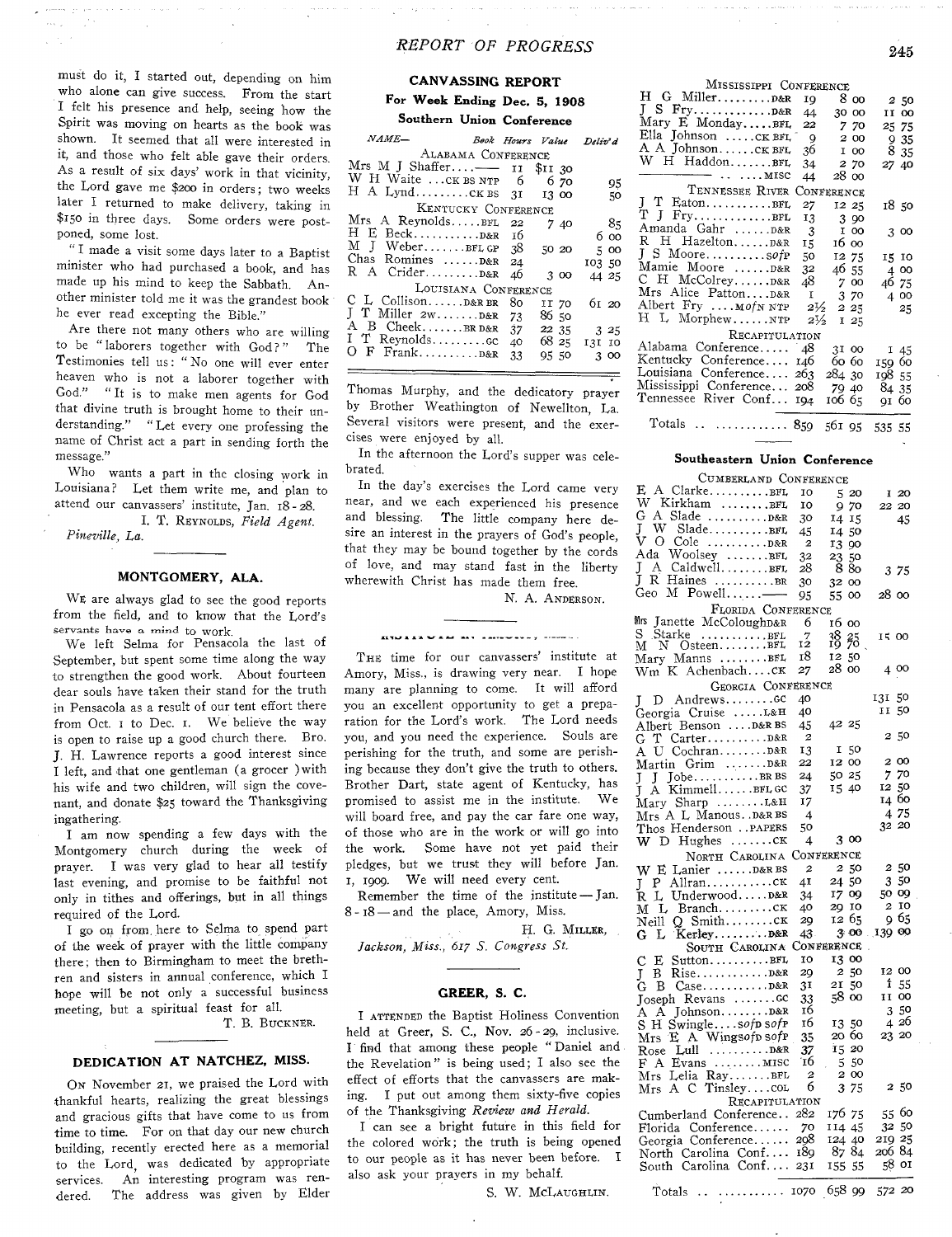must do it, I started out, depending on him who alone can give success. From the start I felt his presence and help, seeing how the Spirit was moving on hearts as the book was shown. It seemed that all were interested in it, and those who felt able gave their orders. As a result of six days' work in that vicinity, the Lord gave me $200 in orders; two weeks later I returned to make delivery, taking in $150 in three days. Some orders were postponed, some lost.

"I made a visit some days later to a Baptist minister who had purchased a book, and has made up his mind to keep the Sabbath. Another minister told me it was the grandest book he ever read excepting the Bible."

Are there not many others who are willing to be "laborers together with God?" The Testimonies tell us: "No one will ever enter heaven who is not a laborer together with God." "It is to make men agents for God that divine truth is brought home to their understanding." "Let every one professing the name of Christ act a part in sending forth the message."

Who wants a part in the closing work in Louisiana? Let them write me, and plan to attend our canvassers' institute, Jan. 18-28.

I. T. REYNOLDS, *Field Agent.*

*Pineville, La.*

## MONTGOMERY, ALA.

WE are always glad to see the good reports from the field, and to know that the Lord's servants have a mind to work.

We left Selma for Pensacola the last of September, but spent some time along the way to strengthen the good work. About fourteen dear souls have taken their stand for the truth in Pensacola as a result of our tent effort there from Oct. 1 to Dec. 1. We believe the way is open to raise up a good church there. Bro. J. H. Lawrence reports a good interest since I left, and that one gentleman (a grocer) with his wife and two children, will sign the covenant, and donate $25 toward the Thanksgiving ingathering.

I am now spending a few days with the Montgomery church during the week of prayer. I was very glad to hear all testify last evening, and promise to be faithful not only in tithes and offerings, but in all things required of the Lord.

I go on from here to Selma to spend part of the week of prayer with the little company there; then to Birmingham to meet the brethren and sisters in annual conference, which I hope will be not only a successful business meeting, but a spiritual feast for all.

T. B. BUCKNER.

## DEDICATION AT NATCHEZ, MISS.

ON November 21, we praised the Lord with thankful hearts, realizing the great blessings and gracious gifts that have come to us from time to time. For on that day our new church building, recently erected here as a memorial to the Lord, was dedicated by appropriate services. An interesting program was rendered. The address was given by Elder Thomas Murphy, and the dedicatory prayer by Brother Weathington of Newellton, La. Several visitors were present, and the exercises were enjoyed by all.

In the afternoon the Lord's supper was celebrated.

In the day's exercises the Lord came very near, and we each experienced his presence and blessing. The little company here desire an interest in the prayers of God's people, that they may be bound together by the cords of love, and may stand fast in the liberty wherewith Christ has made them free.

N. A. ANDERSON.

## INSTITUTE AT AMORY, MISS.

THE time for our canvassers' institute at Amory, Miss., is drawing very near. I hope many are planning to come. It will afford you an excellent opportunity to get a preparation for the Lord's work. The Lord needs you, and you need the experience. Souls are perishing for the truth, and some are perishing because they don't give the truth to others. Brother Dart, state agent of Kentucky, has promised to assist me in the institute. We will board free, and pay the car fare one way, of those who are in the work or will go into the work. Some have not yet paid their pledges, but we trust they will before Jan. 1, 1909. We will need every cent.

Remember the time of the institute — Jan. 8-18 — and the place, Amory, Miss.

H. G. MILLER,

*Jackson, Miss., 617 S. Congress St.*

## GREER, S. C.

I ATTENDED the Baptist Holiness Convention held at Greer, S. C., Nov. 26-29, inclusive. I find that among these people "Daniel and the Revelation" is being used; I also see the effect of efforts that the canvassers are making. I put out among them sixty-five copies of the Thanksgiving *Review and Herald*.

I can see a bright future in this field for the colored work; the truth is being opened to our people as it has never been before. I also ask your prayers in my behalf.

S. W. MCLAUGHLIN.

## CANVASSING REPORT

### For Week Ending Dec. 5, 1908

### Southern Union Conference

| NAME— | Book | Hours | Value | Deliv'd |
|---|---|---|---|---|
| ALABAMA CONFERENCE | | | | |
| Mrs M J Shaffer | — | 11 | $11 30 | |
| W H Waite | CK BS NTP | 6 | 6 70 | 95 |
| H A Lynd | CK BS | 31 | 13 00 | 50 |
| KENTUCKY CONFERENCE | | | | |
| Mrs A Reynolds | BFL | 22 | 7 40 | 85 |
| H E Beck | D&R | 16 | | 6 00 |
| M J Weber | BFL GP | 38 | 50 20 | 5 00 |
| Chas Romines | D&R | 24 | | 103 50 |
| R A Crider | D&R | 46 | 3 00 | 44 25 |
| LOUISIANA CONFERENCE | | | | |
| C L Collison | D&R BR | 80 | 11 70 | 61 20 |
| J T Miller 2w | D&R | 73 | 86 50 | |
| A B Cheek | BR D&R | 37 | 22 35 | 3 25 |
| I T Reynolds | GC | 40 | 68 25 | 131 10 |
| O F Frank | D&R | 33 | 95 50 | 3 00 |
| MISSISSIPPI CONFERENCE | | | | |
| H G Miller | D&R | 19 | 8 00 | 2 50 |
| J S Fry | D&R | 44 | 30 00 | 11 00 |
| Mary E Monday | BFL | 22 | 7 70 | 25 75 |
| Ella Johnson | CK BFL | 9 | 2 00 | 9 35 |
| A A Johnson | CK BFL | 36 | 1 00 | 8 35 |
| W H Haddon | BFL | 34 | 2 70 | 27 40 |
| ——— | MISC | 44 | 28 00 | |
| TENNESSEE RIVER CONFERENCE | | | | |
| J T Eaton | BFL | 27 | 12 25 | 18 50 |
| T J Fry | BFL | 13 | 3 90 | |
| Amanda Gahr | D&R | 3 | 1 00 | 3 00 |
| R H Hazelton | D&R | 15 | 16 00 | |
| J S Moore | SofP | 50 | 12 75 | 15 10 |
| Mamie Moore | D&R | 32 | 46 55 | 4 00 |
| C H McColrey | D&R | 48 | 7 00 | 46 75 |
| Mrs Alice Patton | D&R | 1 | 3 70 | 4 00 |
| Albert Fry | MofN NTP | 2½ | 2 25 | 25 |
| H L Morphew | NTP | 2½ | 1 25 | |
| RECAPITULATION | | | | |
| Alabama Conference | | 48 | 31 00 | 1 45 |
| Kentucky Conference | | 146 | 60 60 | 159 60 |
| Louisiana Conference | | 263 | 284 30 | 198 55 |
| Mississippi Conference | | 208 | 79 40 | 84 35 |
| Tennessee River Conf. | | 194 | 106 65 | 91 60 |
| Totals | | 859 | 561 95 | 535 55 |

### Southeastern Union Conference

| NAME— | Book | Hours | Value | Deliv'd |
|---|---|---|---|---|
| CUMBERLAND CONFERENCE | | | | |
| E A Clarke | BFL | 10 | 5 20 | 1 20 |
| W Kirkham | BFL | 10 | 9 70 | 22 20 |
| G A Slade | D&R | 30 | 14 15 | 45 |
| J W Slade | BFL | 45 | 14 50 | |
| V O Cole | D&R | 2 | 13 90 | |
| Ada Woolsey | BFL | 32 | 23 50 | |
| J A Caldwell | BFL | 28 | 8 80 | 3 75 |
| J R Haines | BR | 30 | 32 00 | |
| Geo M Powell | — | 95 | 55 00 | 28 00 |
| FLORIDA CONFERENCE | | | | |
| Mrs Janette McColough | D&R | 6 | 16 00 | |
| S Starke | BFL | 7 | 38 25 | 15 00 |
| M N Osteen | BFL | 12 | 19 70 | |
| Mary Manns | BFL | 18 | 12 50 | |
| Wm K Achenbach | CK | 27 | 28 00 | 4 00 |
| GEORGIA CONFERENCE | | | | |
| J D Andrews | GC | 40 | | 131 50 |
| Georgia Cruise | L&H | 40 | | 11 50 |
| Albert Benson | D&R BS | 45 | 42 25 | |
| G T Carter | D&R | 2 | | 2 50 |
| A U Cochran | D&R | 13 | 1 50 | |
| Martin Grim | D&R | 22 | 12 00 | 2 00 |
| J J Jobe | BR BS | 24 | 50 25 | 7 70 |
| J A Kimmell | BFL GC | 37 | 15 40 | 12 50 |
| Mary Sharp | L&H | 17 | | 14 60 |
| Mrs A L Manous | D&R BS | 4 | | 4 75 |
| Thos Henderson | PAPERS | 50 | | 32 20 |
| W D Hughes | CK | 4 | 3 00 | |
| NORTH CAROLINA CONFERENCE | | | | |
| W E Lanier | D&R BS | 2 | 2 50 | 2 50 |
| J P Allran | CK | 41 | 24 50 | 3 50 |
| R L Underwood | D&R | 34 | 17 09 | 50 09 |
| M L Branch | CK | 40 | 29 10 | 2 10 |
| Neill Q Smith | CK | 29 | 12 65 | 9 65 |
| G L Kerley | D&R | 43 | 3 00 | 139 00 |
| SOUTH CAROLINA CONFERENCE | | | | |
| C E Sutton | BFL | 10 | 13 00 | |
| J B Rise | D&R | 29 | 2 50 | 12 00 |
| G B Case | D&R | 31 | 21 50 | 1 55 |
| Joseph Revans | GC | 33 | 58 00 | 11 00 |
| A A Johnson | D&R | 16 | | 3 50 |
| S H Swingle | SofP SofP | 16 | 13 50 | 4 26 |
| Mrs E A Wingso | fD SofP | 35 | 20 60 | 23 20 |
| Rose Lull | D&R | 37 | 15 20 | |
| F A Evans | MISC | 16 | 5 50 | |
| Mrs Lelia Ray | BFL | 2 | 2 00 | |
| Mrs A C Tinsley | COL | 6 | 3 75 | 2 50 |
| RECAPITULATION | | | | |
| Cumberland Conference | | 282 | 176 75 | 55 60 |
| Florida Conference | | 70 | 114 45 | 32 50 |
| Georgia Conference | | 298 | 124 40 | 219 25 |
| North Carolina Conf. | | 189 | 87 84 | 206 84 |
| South Carolina Conf. | | 231 | 155 55 | 58 01 |
| Totals | | 1070 | 658 99 | 572 20 |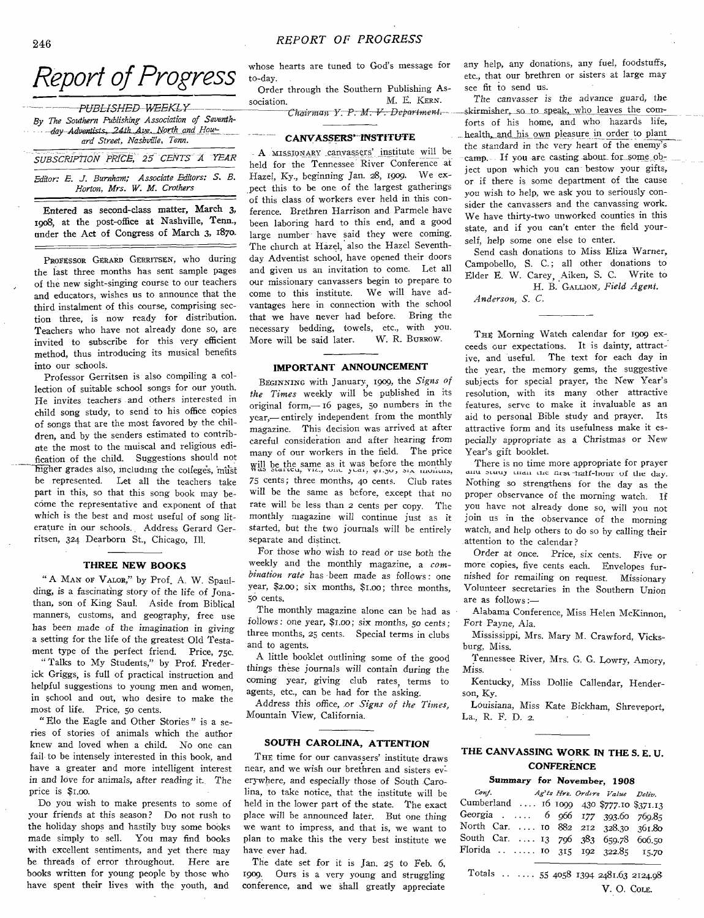# Report of Progress

PUBLISHED WEEKLY

By The Southern Publishing Association of Seventh-day Adventists, 24th Ave. North and Howard Street, Nashville, Tenn.

SUBSCRIPTION PRICE, 25 CENTS A YEAR

Editor: E. J. Burnham; Associate Editors: S. B. Horton, Mrs. W. M. Crothers

**Entered as second-class matter, March 3, 1908, at the post-office at Nashville, Tenn., under the Act of Congress of March 3, 1870.**

PROFESSOR GERARD GERRITSEN, who during the last three months has sent sample pages of the new sight-singing course to our teachers and educators, wishes us to announce that the third instalment of this course, comprising section three, is now ready for distribution. Teachers who have not already done so, are invited to subscribe for this very efficient method, thus introducing its musical benefits into our schools.

Professor Gerritsen is also compiling a collection of suitable school songs for our youth. He invites teachers and others interested in child song study, to send to his office copies of songs that are the most favored by the children, and by the senders estimated to contribute the most to the muiscal and religious edification of the child. Suggestions should not higher grades also, including the colleges, must be represented. Let all the teachers take part in this, so that this song book may become the representative and exponent of that which is the best and most useful of song literature in our schools. Address Gerard Gerritsen, 324 Dearborn St., Chicago, Ill.

## THREE NEW BOOKS

"A MAN OF VALOR," by Prof. A. W. Spaulding, is a fascinating story of the life of Jonathan, son of King Saul. Aside from Biblical manners, customs, and geography, free use has been made of the imagination in giving a setting for the life of the greatest Old Testament type of the perfect friend. Price, 75c.

"Talks to My Students," by Prof. Frederick Griggs, is full of practical instruction and helpful suggestions to young men and women, in school and out, who desire to make the most of life. Price, 50 cents.

"Elo the Eagle and Other Stories" is a series of stories of animals which the author knew and loved when a child. No one can fail to be intensely interested in this book, and have a greater and more intelligent interest in and love for animals, after reading it. The price is $1.00.

Do you wish to make presents to some of your friends at this season? Do not rush to the holiday shops and hastily buy some books made simply to sell. You may find books with excellent sentiments, and yet there may be threads of error throughout. Here are books written for young people by those who have spent their lives with the youth, and whose hearts are tuned to God's message for to-day.

Order through the Southern Publishing Association. M. E. KERN.

*Chairman Y. P. M. V. Department.*

## CANVASSERS' INSTITUTE

A MISSIONARY canvassers' institute will be held for the Tennessee River Conference at Hazel, Ky., beginning Jan. 28, 1909. We expect this to be one of the largest gatherings of this class of workers ever held in this conference. Brethren Harrison and Parmele have been laboring hard to this end, and a good large number have said they were coming. The church at Hazel, also the Hazel Seventh-day Adventist school, have opened their doors and given us an invitation to come. Let all our missionary canvassers begin to prepare to come to this institute. We will have advantages here in connection with the school that we have never had before. Bring the necessary bedding, towels, etc., with you. More will be said later. W. R. BURROW.

## IMPORTANT ANNOUNCEMENT

BEGINNING with January, 1909, the *Signs of the Times* weekly will be published in its original form,— 16 pages, 50 numbers in the year,— entirely independent from the monthly magazine. This decision was arrived at after careful consideration and after hearing from many of our workers in the field. The price will be the same as it was before the monthly was started, viz., one year, $1.50, six months, 75 cents; three months, 40 cents. Club rates will be the same as before, except that no rate will be less than 2 cents per copy. The monthly magazine will continue just as it started, but the two journals will be entirely separate and distinct.

For those who wish to read or use both the weekly and the monthly magazine, a *combination rate* has been made as follows: one year, $2.00; six months, $1.00; three months, 50 cents.

The monthly magazine alone can be had as follows: *one year, $1.00; six months, 50 cents;* three months, 25 cents. Special terms in clubs and to agents.

A little booklet outlining some of the good things these journals will contain during the coming year, giving club rates, terms to agents, etc., can be had for the asking.

*Address this office, or Signs of the Times,* Mountain View, California.

## SOUTH CAROLINA, ATTENTION

THE time for our canvassers' institute draws near, and we wish our brethren and sisters everywhere, and especially those of South Carolina, to take notice, that the institute will be held in the lower part of the state. The exact place will be announced later. But one thing we want to impress, and that is, we want to plan to make this the very best institute we have ever had.

The date set for it is Jan. 25 to Feb. 6, 1909. Ours is a very young and struggling conference, and we shall greatly appreciate any help, any donations, any fuel, foodstuffs, etc., that our brethren or sisters at large may see fit to send us.

*The canvasser is the advance guard, the* skirmisher, so to speak, who leaves the comforts of his home, and who hazards life, health, and his own pleasure in order to plant the standard in the very heart of the enemy's camp. If you are casting about for some object upon which you can bestow your gifts, or if there is some department of the cause you wish to help, we ask you to seriously consider the canvassers and the canvassing work. We have thirty-two unworked counties in this state, and if you can't enter the field yourself, help some one else to enter.

Send cash donations to Miss Eliza Warner, Campobello, S. C.; all other donations to Elder E. W. Carey, Aiken, S. C. Write to

H. B. GALLION, *Field Agent.*

*Anderson, S. C.*

---

THE Morning Watch calendar for 1909 exceeds our expectations. It is dainty, attractive, and useful. The text for each day in the year, the memory gems, the suggestive subjects for special prayer, the New Year's resolution, with its many other attractive features, serve to make it invaluable as an aid to personal Bible study and prayer. Its attractive form and its usefulness make it especially appropriate as a Christmas or New Year's gift booklet.

There is no time more appropriate for prayer and study than the first half-hour of the day. Nothing so strengthens for the day as the proper observance of the morning watch. If you have not already done so, will you not join us in the observance of the morning watch, and help others to do so by calling their attention to the calendar?

Order at once. Price, six cents. Five or more copies, five cents each. Envelopes furnished for remailing on request. Missionary Volunteer secretaries in the Southern Union are as follows:—

Alabama Conference, Miss Helen McKinnon, Fort Payne, Ala.

Mississippi, Mrs. Mary M. Crawford, Vicksburg, Miss.

Tennessee River, Mrs. G. G. Lowry, Amory, Miss.

Kentucky, Miss Dollie Callendar, Henderson, Ky.

Louisiana, Miss Kate Bickham, Shreveport, La., R. F. D. 2.

## THE CANVASSING WORK IN THE S. E. U. CONFERENCE

**Summary for November, 1908**

| *Conf.* | *Ag'ts* | *Hrs.* | *Orders* | *Value* | *Deliv.* |
|---|---|---|---|---|---|
| Cumberland | 16 | 1099 | 430 | $777.10 | $371.13 |
| Georgia | 6 | 966 | 177 | 393.60 | 769.85 |
| North Car. | 10 | 882 | 212 | 328.30 | 361.80 |
| South Car. | 13 | 796 | 383 | 659.78 | 606.50 |
| Florida | 10 | 315 | 192 | 322.85 | 15.70 |
| Totals | 55 | 4058 | 1394 | 2481.63 | 2124.98 |

V. O. COLE.